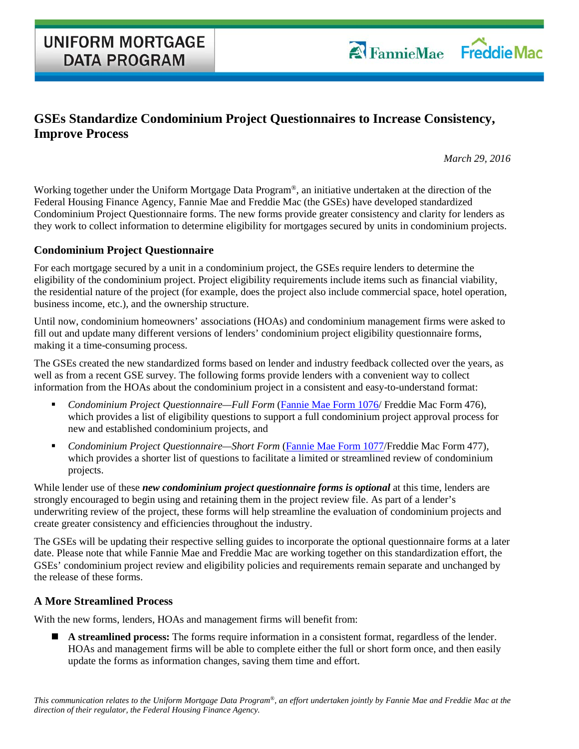UNIFORM MORTGAGE DATA PROGRAM

# GSEs Standardize Condominium Project Questionnaires to Increase Consistency, Improve Process

*March 29, 2016*

Working together under the Uniform Mortgage Data Program®, an initiative undertaken at the direction of the Federal Housing Finance Agency, Fannie Mae and Freddie Mac (the GSEs) have developed standardized Condominium Project Questionnaire forms. The new forms provide greater consistency and clarity for lenders as they work to collect information to determine eligibility for mortgages secured by units in condominium projects.

## Condominium Project Questionnaire

For each mortgage secured by a unit in a condominium project, the GSEs require lenders to determine the eligibility of the condominium project. Project eligibility requirements include items such as financial viability, the residential nature of the project (for example, does the project also include commercial space, hotel operation, business income, etc.), and the ownership structure.

Until now, condominium homeowners' associations (HOAs) and condominium management firms were asked to fill out and update many different versions of lenders' condominium project eligibility questionnaire forms, making it a time-consuming process.

The GSEs created the new standardized forms based on lender and industry feedback collected over the years, as well as from a recent GSE survey. The following forms provide lenders with a convenient way to collect information from the HOAs about the condominium project in a consistent and easy-to-understand format:

- *Condominium Project Questionnaire—Full Form* (Fannie Mae Form 1076/ Freddie Mac Form 476), which provides a list of eligibility questions to support a full condominium project approval process for new and established condominium projects, and
- *Condominium Project Questionnaire—Short Form* (Fannie Mae Form 1077/Freddie Mac Form 477), which provides a shorter list of questions to facilitate a limited or streamlined review of condominium projects.

While lender use of these ***new condominium project questionnaire forms is optional*** at this time, lenders are strongly encouraged to begin using and retaining them in the project review file. As part of a lender's underwriting review of the project, these forms will help streamline the evaluation of condominium projects and create greater consistency and efficiencies throughout the industry.

The GSEs will be updating their respective selling guides to incorporate the optional questionnaire forms at a later date. Please note that while Fannie Mae and Freddie Mac are working together on this standardization effort, the GSEs' condominium project review and eligibility policies and requirements remain separate and unchanged by the release of these forms.

## A More Streamlined Process

With the new forms, lenders, HOAs and management firms will benefit from:

- **A streamlined process:** The forms require information in a consistent format, regardless of the lender. HOAs and management firms will be able to complete either the full or short form once, and then easily update the forms as information changes, saving them time and effort.

*This communication relates to the Uniform Mortgage Data Program®, an effort undertaken jointly by Fannie Mae and Freddie Mac at the direction of their regulator, the Federal Housing Finance Agency.*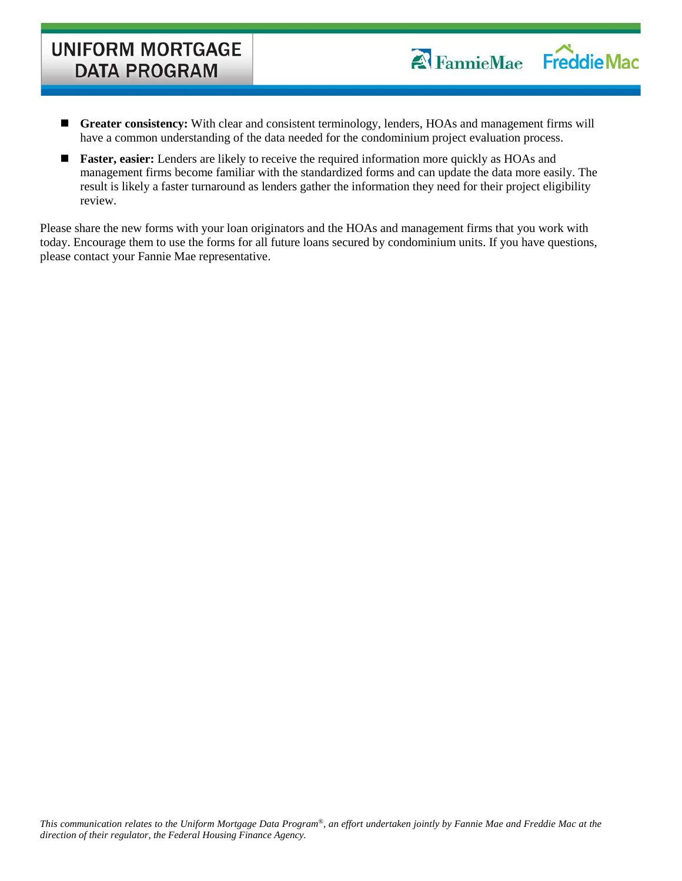- **Greater consistency:** With clear and consistent terminology, lenders, HOAs and management firms will have a common understanding of the data needed for the condominium project evaluation process.
- **Faster, easier:** Lenders are likely to receive the required information more quickly as HOAs and management firms become familiar with the standardized forms and can update the data more easily. The result is likely a faster turnaround as lenders gather the information they need for their project eligibility review.

Please share the new forms with your loan originators and the HOAs and management firms that you work with today. Encourage them to use the forms for all future loans secured by condominium units. If you have questions, please contact your Fannie Mae representative.

*This communication relates to the Uniform Mortgage Data Program®, an effort undertaken jointly by Fannie Mae and Freddie Mac at the direction of their regulator, the Federal Housing Finance Agency.*